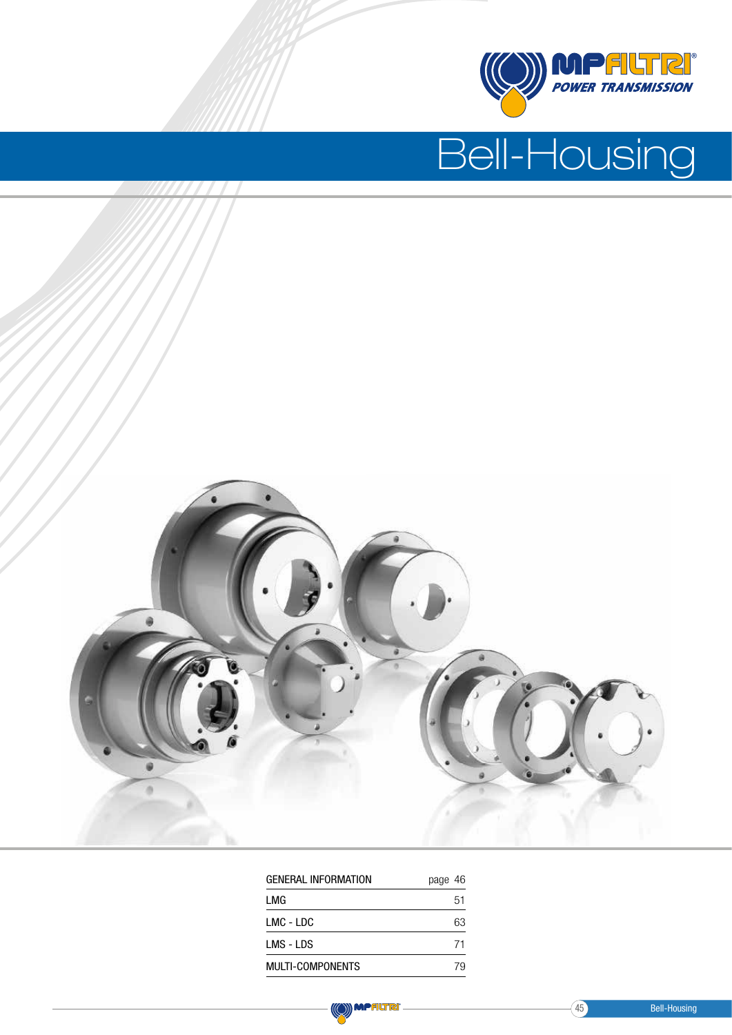MP FILTRI POWER TRANSMISSION

# Bell-Housing

| GENERAL INFORMATION | page 46 |
| --- | --- |
| LMG | 51 |
| LMC - LDC | 63 |
| LMS - LDS | 71 |
| MULTI-COMPONENTS | 79 |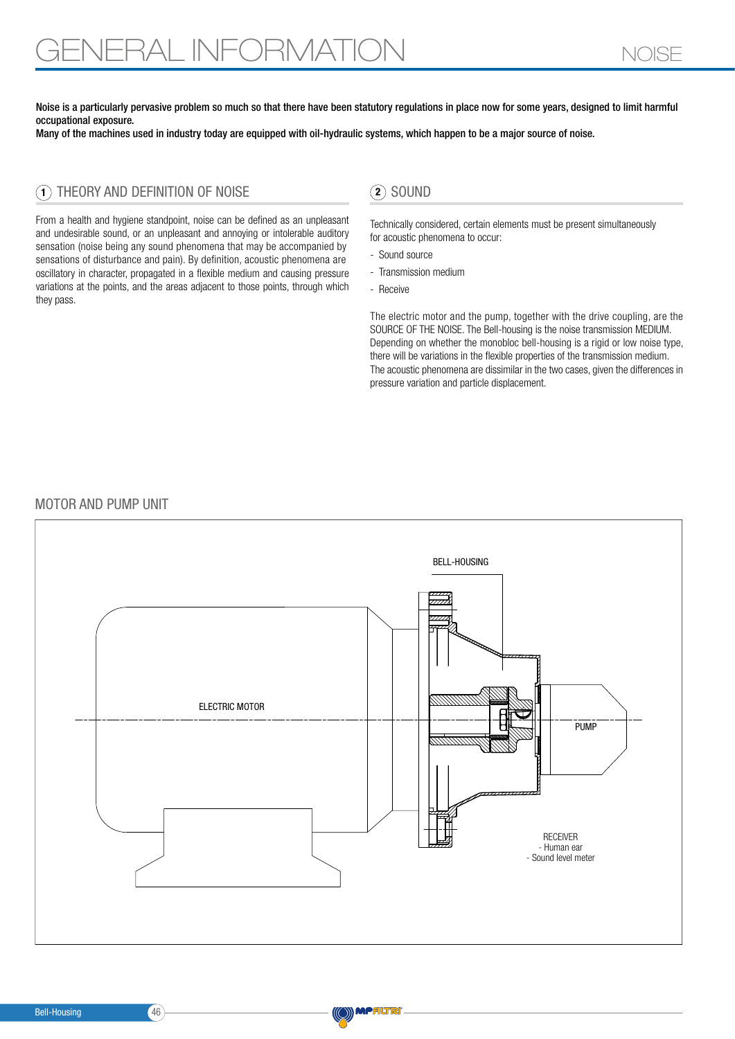# GENERAL INFORMATION

## NOISE

**Noise is a particularly pervasive problem so much so that there have been statutory regulations in place now for some years, designed to limit harmful occupational exposure.**
**Many of the machines used in industry today are equipped with oil-hydraulic systems, which happen to be a major source of noise.**

### 1 THEORY AND DEFINITION OF NOISE

From a health and hygiene standpoint, noise can be defined as an unpleasant and undesirable sound, or an unpleasant and annoying or intolerable auditory sensation (noise being any sound phenomena that may be accompanied by sensations of disturbance and pain). By definition, acoustic phenomena are oscillatory in character, propagated in a flexible medium and causing pressure variations at the points, and the areas adjacent to those points, through which they pass.

### 2 SOUND

Technically considered, certain elements must be present simultaneously for acoustic phenomena to occur:

- Sound source
- Transmission medium
- Receive

The electric motor and the pump, together with the drive coupling, are the SOURCE OF THE NOISE. The Bell-housing is the noise transmission MEDIUM. Depending on whether the monobloc bell-housing is a rigid or low noise type, there will be variations in the flexible properties of the transmission medium. The acoustic phenomena are dissimilar in the two cases, given the differences in pressure variation and particle displacement.

### MOTOR AND PUMP UNIT

BELL-HOUSING

ELECTRIC MOTOR

PUMP

RECEIVER
- Human ear
- Sound level meter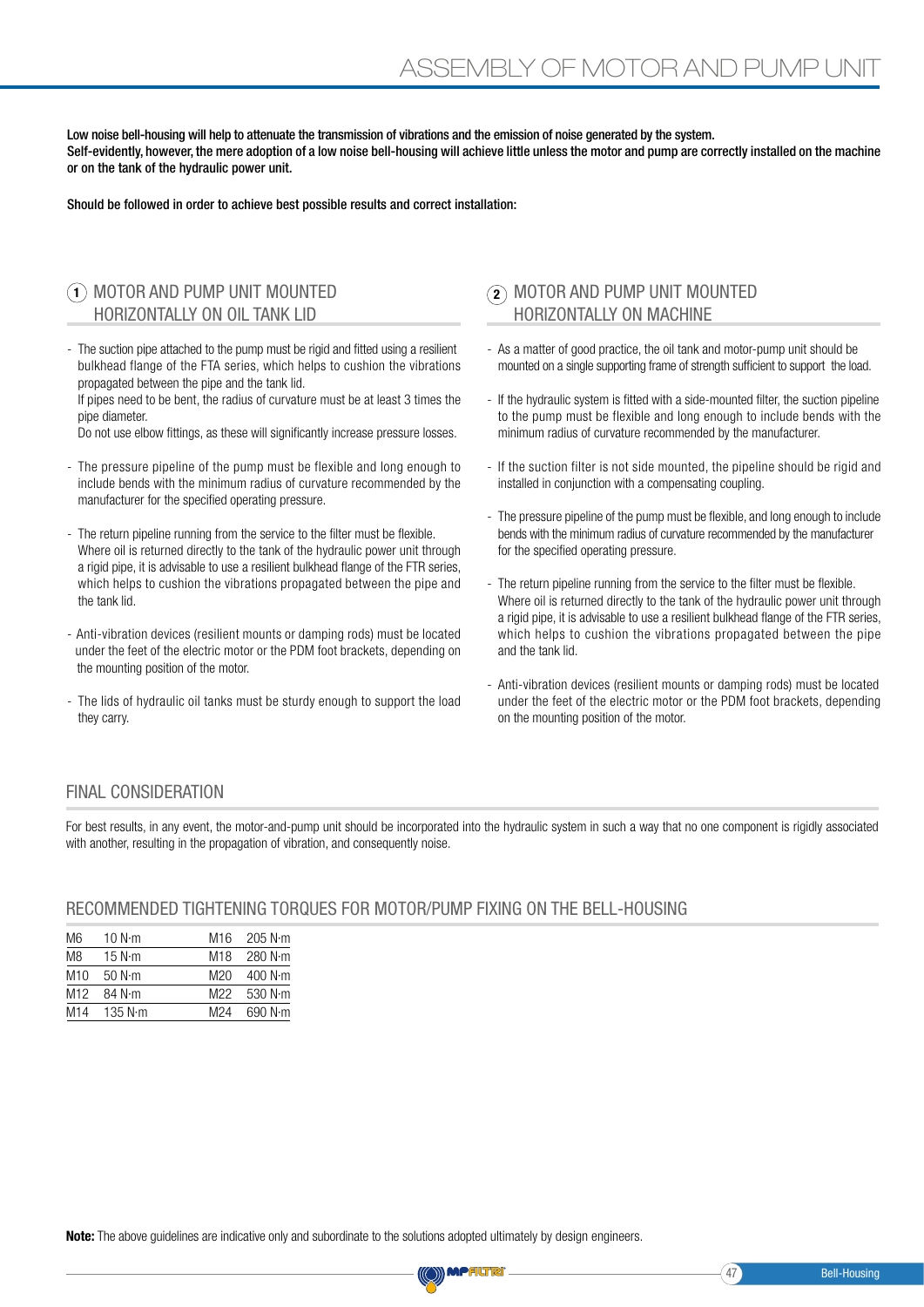# ASSEMBLY OF MOTOR AND PUMP UNIT

**Low noise bell-housing will help to attenuate the transmission of vibrations and the emission of noise generated by the system.**
**Self-evidently, however, the mere adoption of a low noise bell-housing will achieve little unless the motor and pump are correctly installed on the machine or on the tank of the hydraulic power unit.**

**Should be followed in order to achieve best possible results and correct installation:**

## 1 MOTOR AND PUMP UNIT MOUNTED HORIZONTALLY ON OIL TANK LID

- The suction pipe attached to the pump must be rigid and fitted using a resilient bulkhead flange of the FTA series, which helps to cushion the vibrations propagated between the pipe and the tank lid.
  If pipes need to be bent, the radius of curvature must be at least 3 times the pipe diameter.
  Do not use elbow fittings, as these will significantly increase pressure losses.
- The pressure pipeline of the pump must be flexible and long enough to include bends with the minimum radius of curvature recommended by the manufacturer for the specified operating pressure.
- The return pipeline running from the service to the filter must be flexible.
  Where oil is returned directly to the tank of the hydraulic power unit through a rigid pipe, it is advisable to use a resilient bulkhead flange of the FTR series, which helps to cushion the vibrations propagated between the pipe and the tank lid.
- Anti-vibration devices (resilient mounts or damping rods) must be located under the feet of the electric motor or the PDM foot brackets, depending on the mounting position of the motor.
- The lids of hydraulic oil tanks must be sturdy enough to support the load they carry.

## 2 MOTOR AND PUMP UNIT MOUNTED HORIZONTALLY ON MACHINE

- As a matter of good practice, the oil tank and motor-pump unit should be mounted on a single supporting frame of strength sufficient to support the load.
- If the hydraulic system is fitted with a side-mounted filter, the suction pipeline to the pump must be flexible and long enough to include bends with the minimum radius of curvature recommended by the manufacturer.
- If the suction filter is not side mounted, the pipeline should be rigid and installed in conjunction with a compensating coupling.
- The pressure pipeline of the pump must be flexible, and long enough to include bends with the minimum radius of curvature recommended by the manufacturer for the specified operating pressure.
- The return pipeline running from the service to the filter must be flexible.
  Where oil is returned directly to the tank of the hydraulic power unit through a rigid pipe, it is advisable to use a resilient bulkhead flange of the FTR series, which helps to cushion the vibrations propagated between the pipe and the tank lid.
- Anti-vibration devices (resilient mounts or damping rods) must be located under the feet of the electric motor or the PDM foot brackets, depending on the mounting position of the motor.

## FINAL CONSIDERATION

For best results, in any event, the motor-and-pump unit should be incorporated into the hydraulic system in such a way that no one component is rigidly associated with another, resulting in the propagation of vibration, and consequently noise.

## RECOMMENDED TIGHTENING TORQUES FOR MOTOR/PUMP FIXING ON THE BELL-HOUSING

| | | | |
|---|---|---|---|
| M6 | 10 N·m | M16 | 205 N·m |
| M8 | 15 N·m | M18 | 280 N·m |
| M10 | 50 N·m | M20 | 400 N·m |
| M12 | 84 N·m | M22 | 530 N·m |
| M14 | 135 N·m | M24 | 690 N·m |

**Note:** The above guidelines are indicative only and subordinate to the solutions adopted ultimately by design engineers.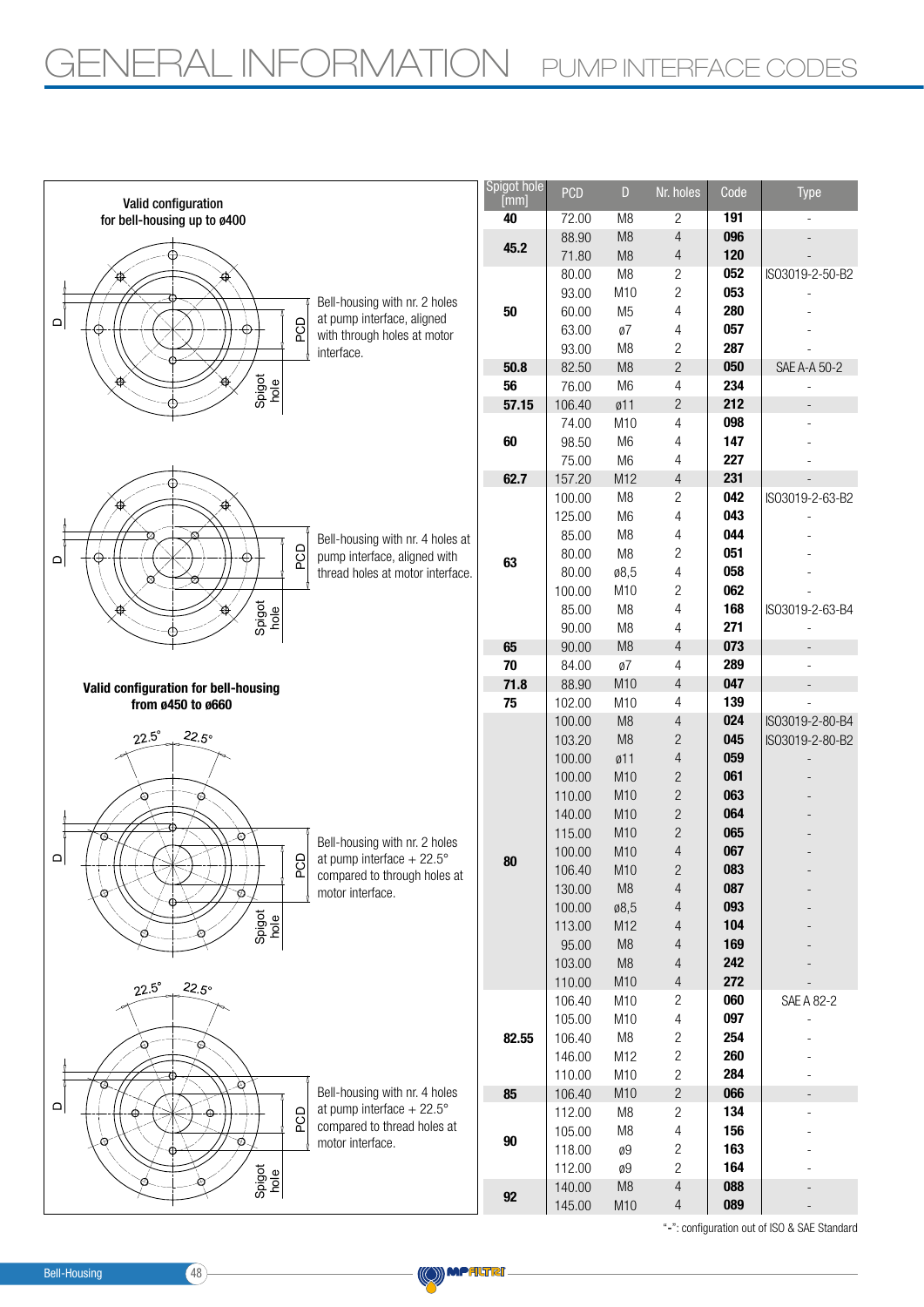# GENERAL INFORMATION PUMP INTERFACE CODES

**Valid configuration for bell-housing up to ø400**

Bell-housing with nr. 2 holes at pump interface, aligned with through holes at motor interface.

Bell-housing with nr. 4 holes at pump interface, aligned with thread holes at motor interface.

**Valid configuration for bell-housing from ø450 to ø660**

Bell-housing with nr. 2 holes at pump interface + 22.5° compared to through holes at motor interface.

Bell-housing with nr. 4 holes at pump interface + 22.5° compared to thread holes at motor interface.

| Spigot hole [mm] | PCD | D | Nr. holes | Code | Type |
|---|---|---|---|---|---|
| **40** | 72.00 | M8 | 2 | **191** | - |
| **45.2** | 88.90 | M8 | 4 | **096** | - |
| | 71.80 | M8 | 4 | **120** | - |
| **50** | 80.00 | M8 | 2 | **052** | ISO3019-2-50-B2 |
| | 93.00 | M10 | 2 | **053** | - |
| | 60.00 | M5 | 4 | **280** | - |
| | 63.00 | ø7 | 4 | **057** | - |
| | 93.00 | M8 | 2 | **287** | - |
| **50.8** | 82.50 | M8 | 2 | **050** | SAE A-A 50-2 |
| **56** | 76.00 | M6 | 4 | **234** | - |
| **57.15** | 106.40 | ø11 | 2 | **212** | - |
| **60** | 74.00 | M10 | 4 | **098** | - |
| | 98.50 | M6 | 4 | **147** | - |
| | 75.00 | M6 | 4 | **227** | - |
| **62.7** | 157.20 | M12 | 4 | **231** | - |
| **63** | 100.00 | M8 | 2 | **042** | ISO3019-2-63-B2 |
| | 125.00 | M6 | 4 | **043** | - |
| | 85.00 | M8 | 4 | **044** | - |
| | 80.00 | M8 | 2 | **051** | - |
| | 80.00 | ø8,5 | 4 | **058** | - |
| | 100.00 | M10 | 2 | **062** | - |
| | 85.00 | M8 | 4 | **168** | ISO3019-2-63-B4 |
| | 90.00 | M8 | 4 | **271** | - |
| **65** | 90.00 | M8 | 4 | **073** | - |
| **70** | 84.00 | ø7 | 4 | **289** | - |
| **71.8** | 88.90 | M10 | 4 | **047** | - |
| **75** | 102.00 | M10 | 4 | **139** | - |
| **80** | 100.00 | M8 | 4 | **024** | ISO3019-2-80-B4 |
| | 103.20 | M8 | 2 | **045** | ISO3019-2-80-B2 |
| | 100.00 | ø11 | 4 | **059** | - |
| | 100.00 | M10 | 2 | **061** | - |
| | 110.00 | M10 | 2 | **063** | - |
| | 140.00 | M10 | 2 | **064** | - |
| | 115.00 | M10 | 2 | **065** | - |
| | 100.00 | M10 | 4 | **067** | - |
| | 106.40 | M10 | 2 | **083** | - |
| | 130.00 | M8 | 4 | **087** | - |
| | 100.00 | ø8,5 | 4 | **093** | - |
| | 113.00 | M12 | 4 | **104** | - |
| | 95.00 | M8 | 4 | **169** | - |
| | 103.00 | M8 | 4 | **242** | - |
| | 110.00 | M10 | 4 | **272** | - |
| **82.55** | 106.40 | M10 | 2 | **060** | SAE A 82-2 |
| | 105.00 | M10 | 4 | **097** | - |
| | 106.40 | M8 | 2 | **254** | - |
| | 146.00 | M12 | 2 | **260** | - |
| | 110.00 | M10 | 2 | **284** | - |
| **85** | 106.40 | M10 | 2 | **066** | - |
| **90** | 112.00 | M8 | 2 | **134** | - |
| | 105.00 | M8 | 4 | **156** | - |
| | 118.00 | ø9 | 2 | **163** | - |
| | 112.00 | ø9 | 2 | **164** | - |
| **92** | 140.00 | M8 | 4 | **088** | - |
| | 145.00 | M10 | 4 | **089** | - |

"-": configuration out of ISO & SAE Standard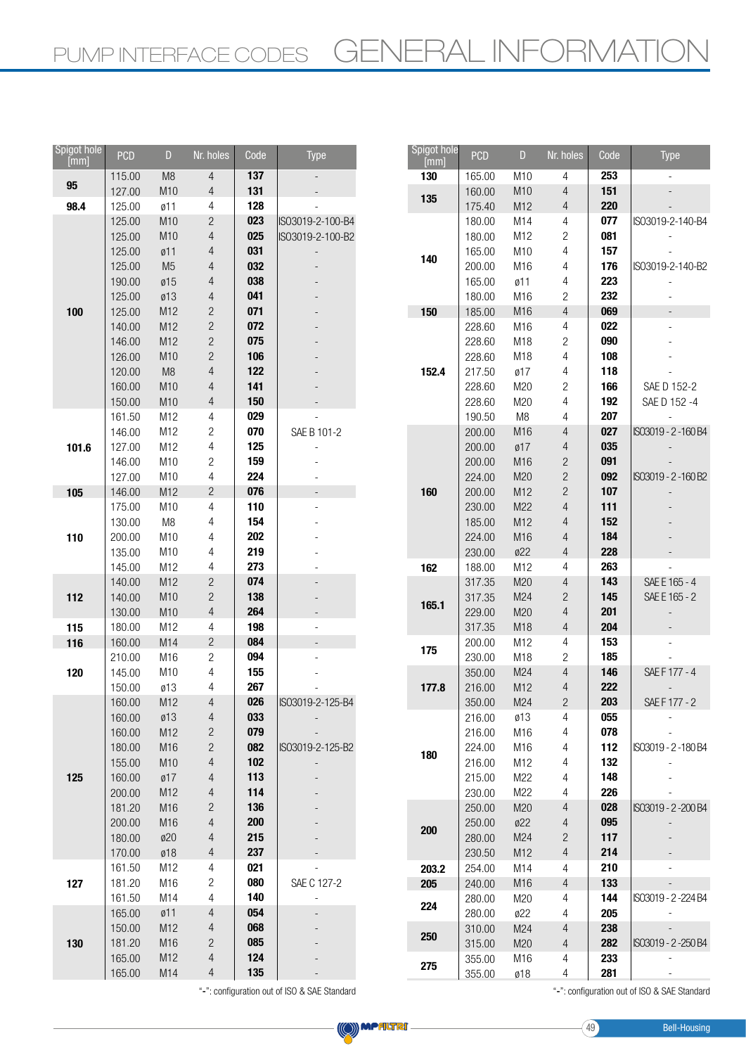# PUMP INTERFACE CODES GENERAL INFORMATION

| Spigot hole [mm] | PCD | D | Nr. holes | Code | Type |
|---|---|---|---|---|---|
| 95 | 115.00 | M8 | 4 | 137 | - |
| | 127.00 | M10 | 4 | 131 | - |
| 98.4 | 125.00 | ø11 | 4 | 128 | - |
| 100 | 125.00 | M10 | 2 | 023 | ISO3019-2-100-B4 |
| | 125.00 | M10 | 4 | 025 | ISO3019-2-100-B2 |
| | 125.00 | ø11 | 4 | 031 | - |
| | 125.00 | M5 | 4 | 032 | - |
| | 190.00 | ø15 | 4 | 038 | - |
| | 125.00 | ø13 | 4 | 041 | - |
| | 125.00 | M12 | 2 | 071 | - |
| | 140.00 | M12 | 2 | 072 | - |
| | 146.00 | M12 | 2 | 075 | - |
| | 126.00 | M10 | 2 | 106 | - |
| | 120.00 | M8 | 4 | 122 | - |
| | 160.00 | M10 | 4 | 141 | - |
| | 150.00 | M10 | 4 | 150 | - |
| 101.6 | 161.50 | M12 | 4 | 029 | - |
| | 146.00 | M12 | 2 | 070 | SAE B 101-2 |
| | 127.00 | M12 | 4 | 125 | - |
| | 146.00 | M10 | 2 | 159 | - |
| | 127.00 | M10 | 4 | 224 | - |
| 105 | 146.00 | M12 | 2 | 076 | - |
| 110 | 175.00 | M10 | 4 | 110 | - |
| | 130.00 | M8 | 4 | 154 | - |
| | 200.00 | M10 | 4 | 202 | - |
| | 135.00 | M10 | 4 | 219 | - |
| | 145.00 | M12 | 4 | 273 | - |
| 112 | 140.00 | M12 | 2 | 074 | - |
| | 140.00 | M10 | 2 | 138 | - |
| | 130.00 | M10 | 4 | 264 | - |
| 115 | 180.00 | M12 | 4 | 198 | - |
| 116 | 160.00 | M14 | 2 | 084 | - |
| 120 | 210.00 | M16 | 2 | 094 | - |
| | 145.00 | M10 | 4 | 155 | - |
| | 150.00 | ø13 | 4 | 267 | - |
| 125 | 160.00 | M12 | 4 | 026 | ISO3019-2-125-B4 |
| | 160.00 | ø13 | 4 | 033 | - |
| | 160.00 | M12 | 2 | 079 | - |
| | 180.00 | M16 | 2 | 082 | ISO3019-2-125-B2 |
| | 155.00 | M10 | 4 | 102 | - |
| | 160.00 | ø17 | 4 | 113 | - |
| | 200.00 | M12 | 4 | 114 | - |
| | 181.20 | M16 | 2 | 136 | - |
| | 200.00 | M16 | 4 | 200 | - |
| | 180.00 | ø20 | 4 | 215 | - |
| | 170.00 | ø18 | 4 | 237 | - |
| 127 | 161.50 | M12 | 4 | 021 | - |
| | 181.20 | M16 | 2 | 080 | SAE C 127-2 |
| | 161.50 | M14 | 4 | 140 | - |
| 130 | 165.00 | ø11 | 4 | 054 | - |
| | 150.00 | M12 | 4 | 068 | - |
| | 181.20 | M16 | 2 | 085 | - |
| | 165.00 | M12 | 4 | 124 | - |
| | 165.00 | M14 | 4 | 135 | - |

"-": configuration out of ISO & SAE Standard

| Spigot hole [mm] | PCD | D | Nr. holes | Code | Type |
|---|---|---|---|---|---|
| 130 | 165.00 | M10 | 4 | 253 | - |
| 135 | 160.00 | M10 | 4 | 151 | - |
| | 175.40 | M12 | 4 | 220 | - |
| 140 | 180.00 | M14 | 4 | 077 | ISO3019-2-140-B4 |
| | 180.00 | M12 | 2 | 081 | - |
| | 165.00 | M10 | 4 | 157 | - |
| | 200.00 | M16 | 4 | 176 | ISO3019-2-140-B2 |
| | 165.00 | ø11 | 4 | 223 | - |
| | 180.00 | M16 | 2 | 232 | - |
| 150 | 185.00 | M16 | 4 | 069 | - |
| 152.4 | 228.60 | M16 | 4 | 022 | - |
| | 228.60 | M18 | 2 | 090 | - |
| | 228.60 | M18 | 4 | 108 | - |
| | 217.50 | ø17 | 4 | 118 | - |
| | 228.60 | M20 | 2 | 166 | SAE D 152-2 |
| | 228.60 | M20 | 4 | 192 | SAE D 152 -4 |
| | 190.50 | M8 | 4 | 207 | - |
| 160 | 200.00 | M16 | 4 | 027 | ISO3019 - 2 -160 B4 |
| | 200.00 | ø17 | 4 | 035 | - |
| | 200.00 | M16 | 2 | 091 | - |
| | 224.00 | M20 | 2 | 092 | ISO3019 - 2 -160 B2 |
| | 200.00 | M12 | 2 | 107 | - |
| | 230.00 | M22 | 4 | 111 | - |
| | 185.00 | M12 | 4 | 152 | - |
| | 224.00 | M16 | 4 | 184 | - |
| | 230.00 | ø22 | 4 | 228 | - |
| 162 | 188.00 | M12 | 4 | 263 | - |
| 165.1 | 317.35 | M20 | 4 | 143 | SAE E 165 - 4 |
| | 317.35 | M24 | 2 | 145 | SAE E 165 - 2 |
| | 229.00 | M20 | 4 | 201 | - |
| | 317.35 | M18 | 4 | 204 | - |
| 175 | 200.00 | M12 | 4 | 153 | - |
| | 230.00 | M18 | 2 | 185 | - |
| 177.8 | 350.00 | M24 | 4 | 146 | SAE F 177 - 4 |
| | 216.00 | M12 | 4 | 222 | - |
| | 350.00 | M24 | 2 | 203 | SAE F 177 - 2 |
| 180 | 216.00 | ø13 | 4 | 055 | - |
| | 216.00 | M16 | 4 | 078 | - |
| | 224.00 | M16 | 4 | 112 | ISO3019 - 2 -180 B4 |
| | 216.00 | M12 | 4 | 132 | - |
| | 215.00 | M22 | 4 | 148 | - |
| | 230.00 | M22 | 4 | 226 | - |
| 200 | 250.00 | M20 | 4 | 028 | ISO3019 - 2 -200 B4 |
| | 250.00 | ø22 | 4 | 095 | - |
| | 280.00 | M24 | 2 | 117 | - |
| | 230.50 | M12 | 4 | 214 | - |
| 203.2 | 254.00 | M14 | 4 | 210 | - |
| 205 | 240.00 | M16 | 4 | 133 | - |
| 224 | 280.00 | M20 | 4 | 144 | ISO3019 - 2 -224 B4 |
| | 280.00 | ø22 | 4 | 205 | - |
| 250 | 310.00 | M24 | 4 | 238 | - |
| | 315.00 | M20 | 4 | 282 | ISO3019 - 2 -250 B4 |
| 275 | 355.00 | M16 | 4 | 233 | - |
| | 355.00 | ø18 | 4 | 281 | - |

"-": configuration out of ISO & SAE Standard